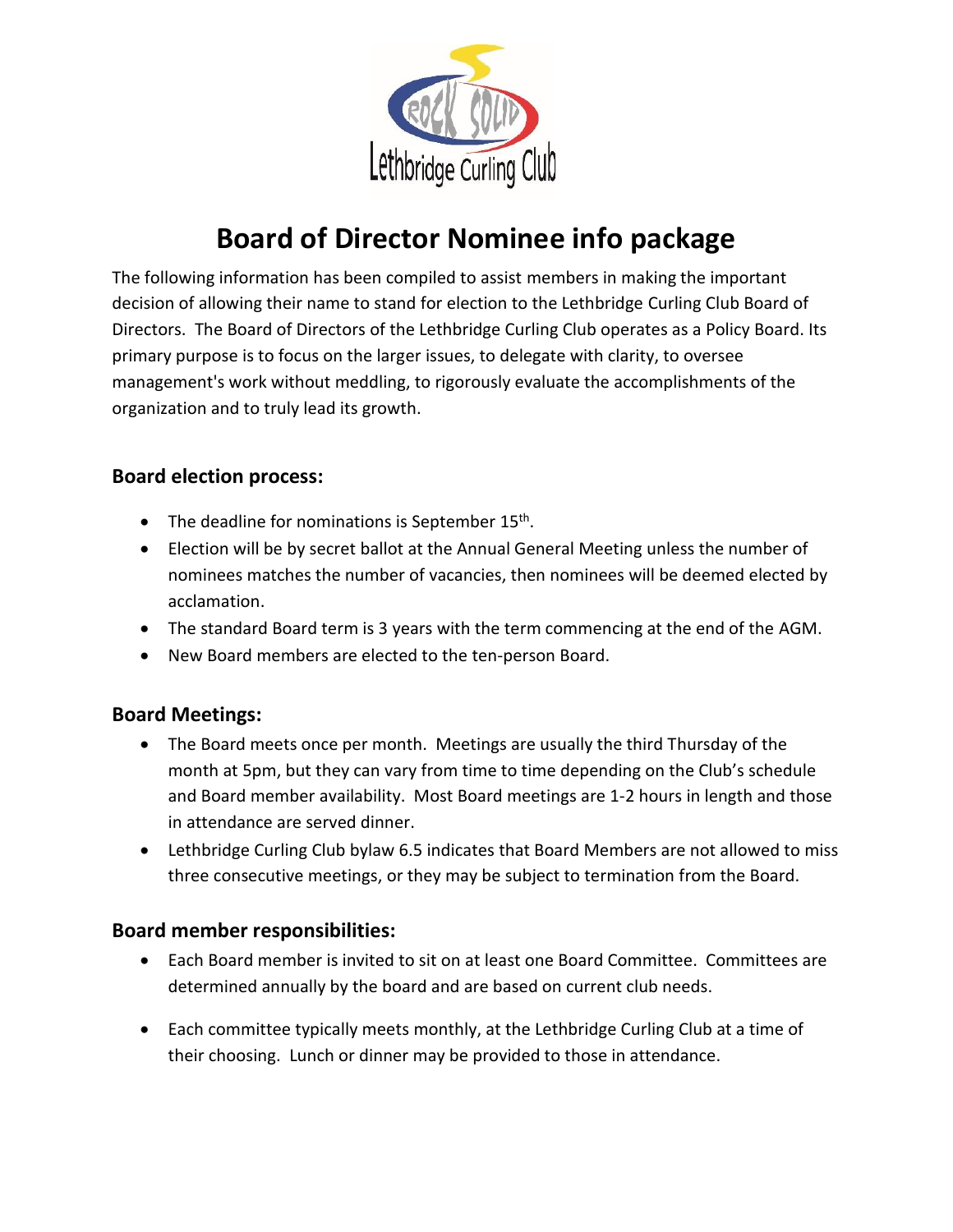# Board of Director Nominee info package

The following information has been compiled to assist members in making the important decision of allowing their name to stand for election to the Lethbridge Curling Club Board of Directors. The Board of Directors of the Lethbridge Curling Club operates as a Policy Board. Its primary purpose is to focus on the larger issues, to delegate with clarity, to oversee management's work without meddling, to rigorously evaluate the accomplishments of the organization and to truly lead its growth.

## Board election process:

- The deadline for nominations is September 15th.
- Election will be by secret ballot at the Annual General Meeting unless the number of nominees matches the number of vacancies, then nominees will be deemed elected by acclamation.
- The standard Board term is 3 years with the term commencing at the end of the AGM.
- New Board members are elected to the ten-person Board.

## Board Meetings:

- The Board meets once per month. Meetings are usually the third Thursday of the month at 5pm, but they can vary from time to time depending on the Club's schedule and Board member availability. Most Board meetings are 1-2 hours in length and those in attendance are served dinner.
- Lethbridge Curling Club bylaw 6.5 indicates that Board Members are not allowed to miss three consecutive meetings, or they may be subject to termination from the Board.

## Board member responsibilities:

- Each Board member is invited to sit on at least one Board Committee. Committees are determined annually by the board and are based on current club needs.
- Each committee typically meets monthly, at the Lethbridge Curling Club at a time of their choosing. Lunch or dinner may be provided to those in attendance.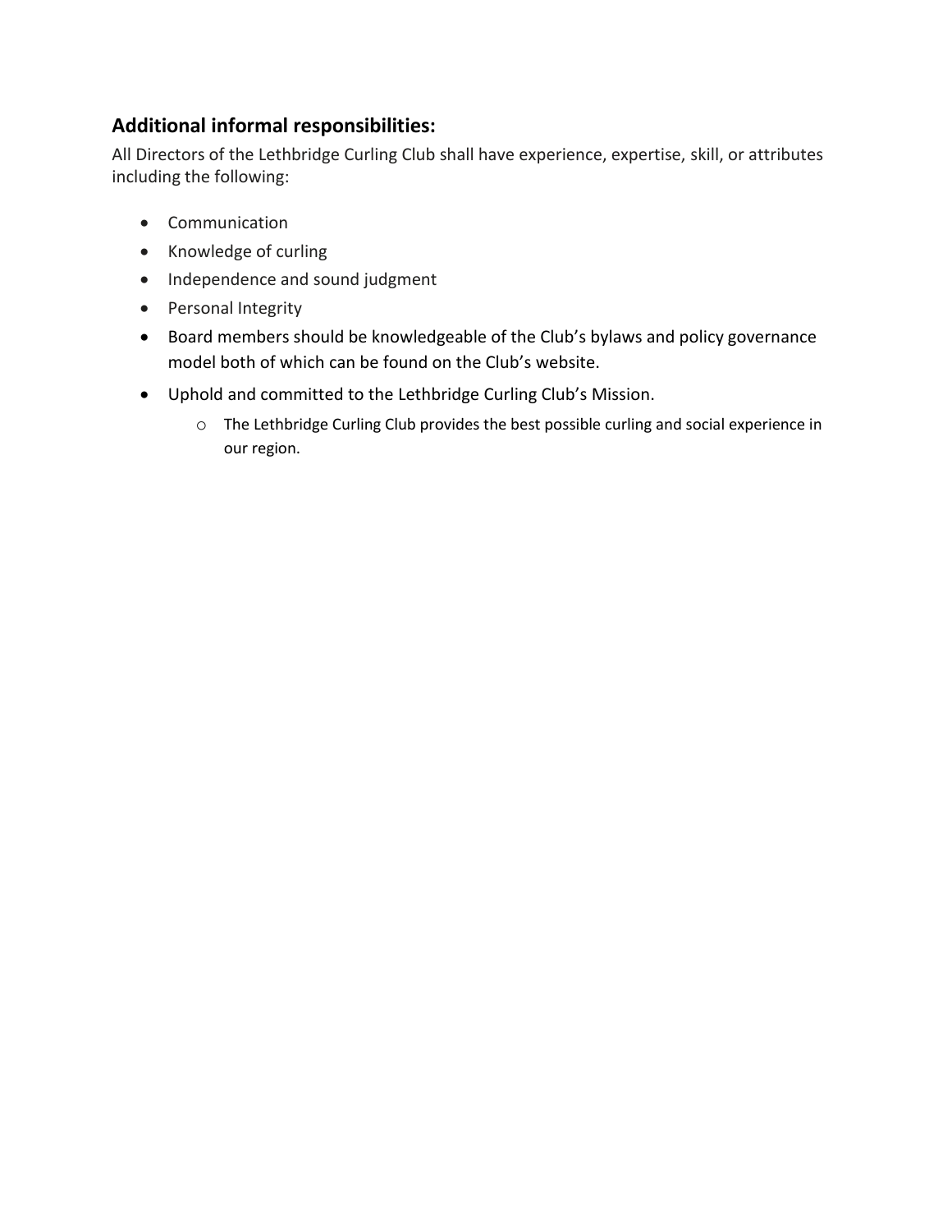### Additional informal responsibilities:

All Directors of the Lethbridge Curling Club shall have experience, expertise, skill, or attributes including the following:

- Communication
- Knowledge of curling
- Independence and sound judgment
- Personal Integrity
- Board members should be knowledgeable of the Club's bylaws and policy governance model both of which can be found on the Club's website.
- Uphold and committed to the Lethbridge Curling Club's Mission.
  - The Lethbridge Curling Club provides the best possible curling and social experience in our region.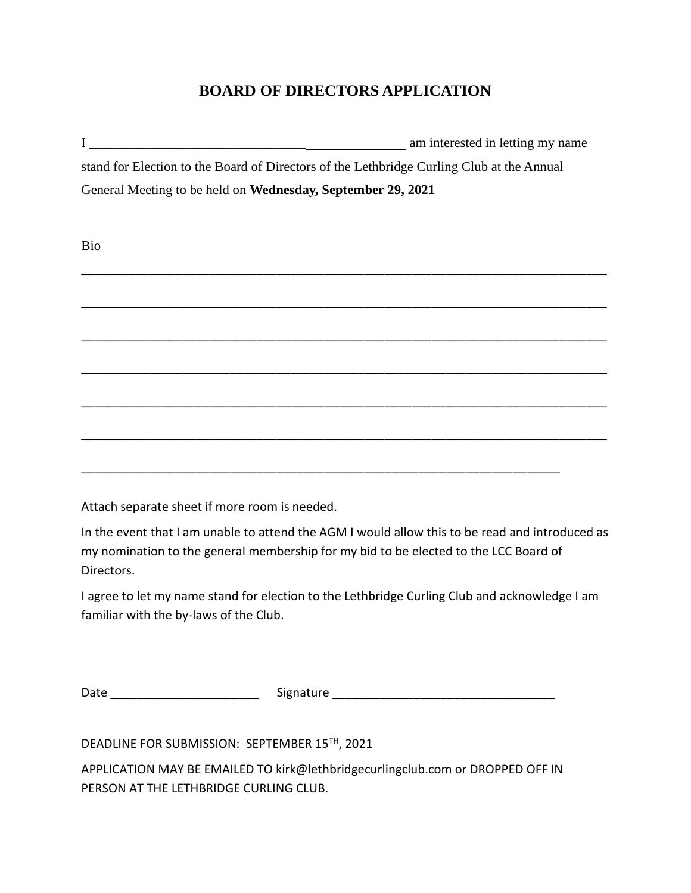# BOARD OF DIRECTORS APPLICATION

I ______________________________________________ am interested in letting my name stand for Election to the Board of Directors of the Lethbridge Curling Club at the Annual General Meeting to be held on **Wednesday, September 29, 2021**

Bio

___________________________________________________________________________

___________________________________________________________________________

___________________________________________________________________________

___________________________________________________________________________

___________________________________________________________________________

___________________________________________________________________________

____________________________________________________________________

Attach separate sheet if more room is needed.

In the event that I am unable to attend the AGM I would allow this to be read and introduced as my nomination to the general membership for my bid to be elected to the LCC Board of Directors.

I agree to let my name stand for election to the Lethbridge Curling Club and acknowledge I am familiar with the by-laws of the Club.

Date ______________________ Signature _________________________________

DEADLINE FOR SUBMISSION: SEPTEMBER 15TH, 2021

APPLICATION MAY BE EMAILED TO kirk@lethbridgecurlingclub.com or DROPPED OFF IN PERSON AT THE LETHBRIDGE CURLING CLUB.